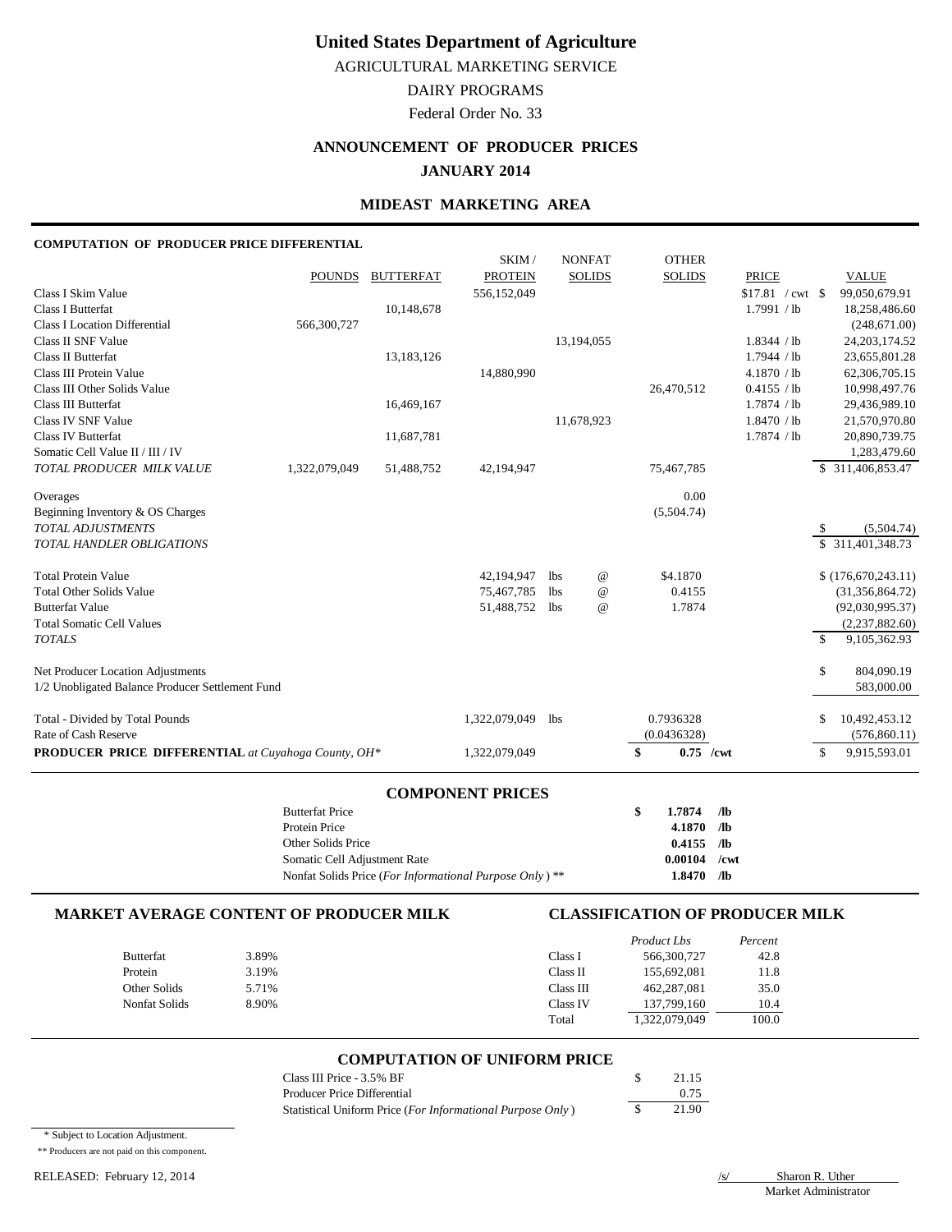# United States Department of Agriculture

AGRICULTURAL MARKETING SERVICE

DAIRY PROGRAMS

Federal Order No. 33

## ANNOUNCEMENT OF PRODUCER PRICES

## JANUARY 2014

### MIDEAST MARKETING AREA

**COMPUTATION OF PRODUCER PRICE DIFFERENTIAL**

| | POUNDS | BUTTERFAT | SKIM / PROTEIN | NONFAT SOLIDS | OTHER SOLIDS | PRICE | VALUE |
|---|---|---|---|---|---|---|---|
| Class I Skim Value | | | 556,152,049 | | | $17.81 / cwt | $ 99,050,679.91 |
| Class I Butterfat | | 10,148,678 | | | | 1.7991 / lb | 18,258,486.60 |
| Class I Location Differential | 566,300,727 | | | | | | (248,671.00) |
| Class II SNF Value | | | | 13,194,055 | | 1.8344 / lb | 24,203,174.52 |
| Class II Butterfat | | 13,183,126 | | | | 1.7944 / lb | 23,655,801.28 |
| Class III Protein Value | | | 14,880,990 | | | 4.1870 / lb | 62,306,705.15 |
| Class III Other Solids Value | | | | | 26,470,512 | 0.4155 / lb | 10,998,497.76 |
| Class III Butterfat | | 16,469,167 | | | | 1.7874 / lb | 29,436,989.10 |
| Class IV SNF Value | | | | 11,678,923 | | 1.8470 / lb | 21,570,970.80 |
| Class IV Butterfat | | 11,687,781 | | | | 1.7874 / lb | 20,890,739.75 |
| Somatic Cell Value II / III / IV | | | | | | | 1,283,479.60 |
| *TOTAL PRODUCER MILK VALUE* | 1,322,079,049 | 51,488,752 | 42,194,947 | | 75,467,785 | | $ 311,406,853.47 |
| Overages | | | | | 0.00 | | |
| Beginning Inventory & OS Charges | | | | | (5,504.74) | | |
| *TOTAL ADJUSTMENTS* | | | | | | | $ (5,504.74) |
| *TOTAL HANDLER OBLIGATIONS* | | | | | | | $ 311,401,348.73 |
| Total Protein Value | | | 42,194,947 | lbs @ | $4.1870 | | $ (176,670,243.11) |
| Total Other Solids Value | | | 75,467,785 | lbs @ | 0.4155 | | (31,356,864.72) |
| Butterfat Value | | | 51,488,752 | lbs @ | 1.7874 | | (92,030,995.37) |
| Total Somatic Cell Values | | | | | | | (2,237,882.60) |
| *TOTALS* | | | | | | | $ 9,105,362.93 |
| Net Producer Location Adjustments | | | | | | | $ 804,090.19 |
| 1/2 Unobligated Balance Producer Settlement Fund | | | | | | | 583,000.00 |
| Total - Divided by Total Pounds | | | 1,322,079,049 | lbs | 0.7936328 | | $ 10,492,453.12 |
| Rate of Cash Reserve | | | | | (0.0436328) | | (576,860.11) |
| **PRODUCER PRICE DIFFERENTIAL** *at Cuyahoga County, OH\** | | | 1,322,079,049 | | **$ 0.75 /cwt** | | $ 9,915,593.01 |

### COMPONENT PRICES

| | | |
|---|---|---|
| Butterfat Price | **$ 1.7874** | **/lb** |
| Protein Price | **4.1870** | **/lb** |
| Other Solids Price | **0.4155** | **/lb** |
| Somatic Cell Adjustment Rate | **0.00104** | **/cwt** |
| Nonfat Solids Price (*For Informational Purpose Only*) ** | **1.8470** | **/lb** |

### MARKET AVERAGE CONTENT OF PRODUCER MILK

| | |
|---|---|
| Butterfat | 3.89% |
| Protein | 3.19% |
| Other Solids | 5.71% |
| Nonfat Solids | 8.90% |

### CLASSIFICATION OF PRODUCER MILK

| | *Product Lbs* | *Percent* |
|---|---|---|
| Class I | 566,300,727 | 42.8 |
| Class II | 155,692,081 | 11.8 |
| Class III | 462,287,081 | 35.0 |
| Class IV | 137,799,160 | 10.4 |
| Total | 1,322,079,049 | 100.0 |

### COMPUTATION OF UNIFORM PRICE

| | |
|---|---|
| Class III Price - 3.5% BF | $ 21.15 |
| Producer Price Differential | 0.75 |
| Statistical Uniform Price (*For Informational Purpose Only*) | $ 21.90 |

\* Subject to Location Adjustment.

** Producers are not paid on this component.

RELEASED: February 12, 2014

/s/ Sharon R. Uther
Market Administrator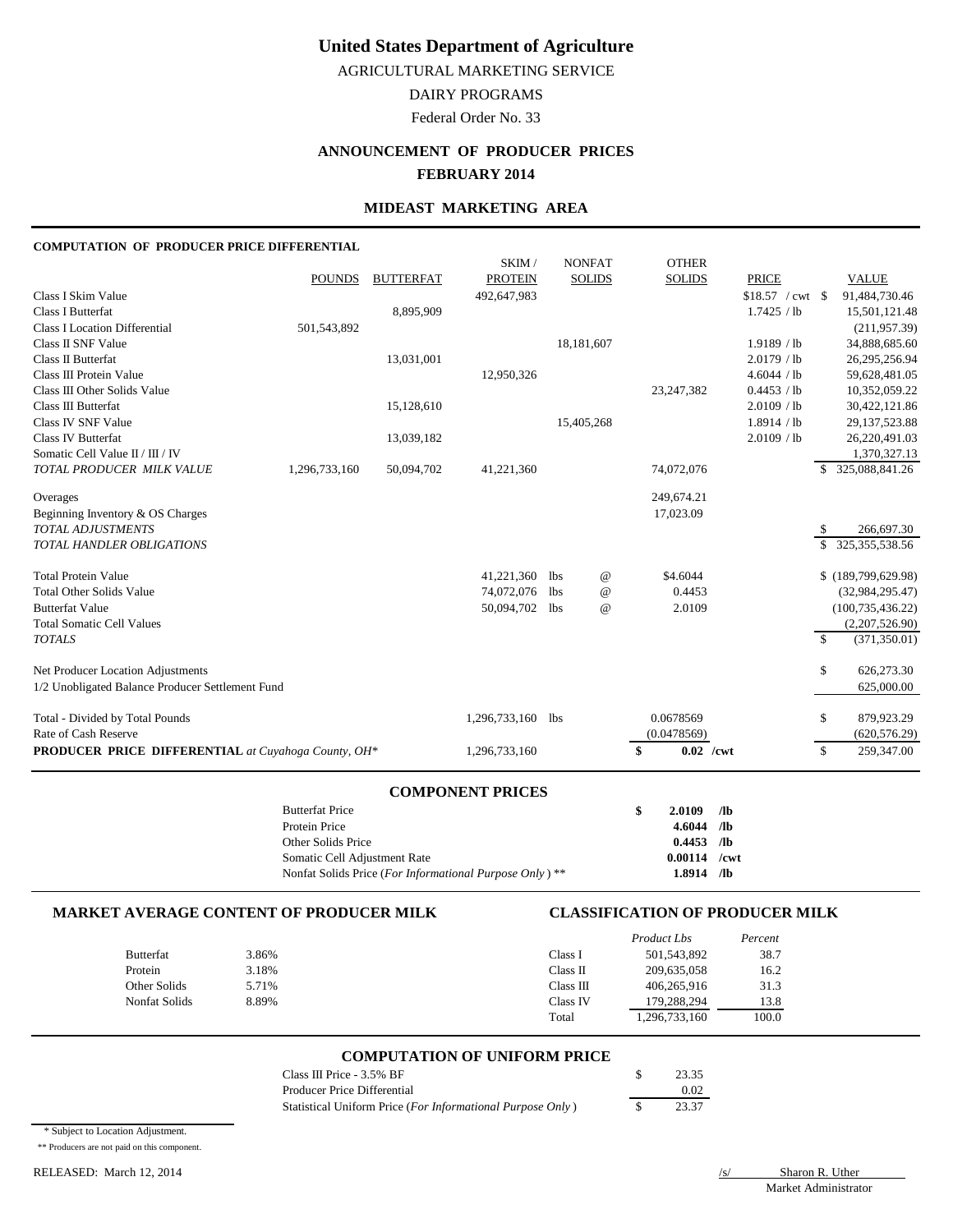# United States Department of Agriculture

AGRICULTURAL MARKETING SERVICE

DAIRY PROGRAMS

Federal Order No. 33

## ANNOUNCEMENT OF PRODUCER PRICES

## FEBRUARY 2014

### MIDEAST MARKETING AREA

**COMPUTATION OF PRODUCER PRICE DIFFERENTIAL**

| | POUNDS | BUTTERFAT | SKIM / PROTEIN | NONFAT SOLIDS | OTHER SOLIDS | PRICE | VALUE |
|---|---|---|---|---|---|---|---|
| Class I Skim Value | | | 492,647,983 | | | $18.57 / cwt | $ 91,484,730.46 |
| Class I Butterfat | | 8,895,909 | | | | 1.7425 / lb | 15,501,121.48 |
| Class I Location Differential | 501,543,892 | | | | | | (211,957.39) |
| Class II SNF Value | | | | 18,181,607 | | 1.9189 / lb | 34,888,685.60 |
| Class II Butterfat | | 13,031,001 | | | | 2.0179 / lb | 26,295,256.94 |
| Class III Protein Value | | | 12,950,326 | | | 4.6044 / lb | 59,628,481.05 |
| Class III Other Solids Value | | | | | 23,247,382 | 0.4453 / lb | 10,352,059.22 |
| Class III Butterfat | | 15,128,610 | | | | 2.0109 / lb | 30,422,121.86 |
| Class IV SNF Value | | | | 15,405,268 | | 1.8914 / lb | 29,137,523.88 |
| Class IV Butterfat | | 13,039,182 | | | | 2.0109 / lb | 26,220,491.03 |
| Somatic Cell Value II / III / IV | | | | | | | 1,370,327.13 |
| *TOTAL PRODUCER MILK VALUE* | 1,296,733,160 | 50,094,702 | 41,221,360 | | 74,072,076 | | $ 325,088,841.26 |
| Overages | | | | | 249,674.21 | | |
| Beginning Inventory & OS Charges | | | | | 17,023.09 | | |
| *TOTAL ADJUSTMENTS* | | | | | | | $ 266,697.30 |
| *TOTAL HANDLER OBLIGATIONS* | | | | | | | $ 325,355,538.56 |
| Total Protein Value | | | 41,221,360 lbs | @ | $4.6044 | | $ (189,799,629.98) |
| Total Other Solids Value | | | 74,072,076 lbs | @ | 0.4453 | | (32,984,295.47) |
| Butterfat Value | | | 50,094,702 lbs | @ | 2.0109 | | (100,735,436.22) |
| Total Somatic Cell Values | | | | | | | (2,207,526.90) |
| *TOTALS* | | | | | | | $ (371,350.01) |
| Net Producer Location Adjustments | | | | | | | $ 626,273.30 |
| 1/2 Unobligated Balance Producer Settlement Fund | | | | | | | 625,000.00 |
| Total - Divided by Total Pounds | | | 1,296,733,160 lbs | | 0.0678569 | | $ 879,923.29 |
| Rate of Cash Reserve | | | | | (0.0478569) | | (620,576.29) |
| **PRODUCER PRICE DIFFERENTIAL** *at Cuyahoga County, OH\** | | | 1,296,733,160 | | **$ 0.02 /cwt** | | $ 259,347.00 |

### COMPONENT PRICES

| | | |
|---|---|---|
| Butterfat Price | **$ 2.0109** | **/lb** |
| Protein Price | **4.6044** | **/lb** |
| Other Solids Price | **0.4453** | **/lb** |
| Somatic Cell Adjustment Rate | **0.00114** | **/cwt** |
| Nonfat Solids Price (*For Informational Purpose Only*) ** | **1.8914** | **/lb** |

### MARKET AVERAGE CONTENT OF PRODUCER MILK

| | |
|---|---|
| Butterfat | 3.86% |
| Protein | 3.18% |
| Other Solids | 5.71% |
| Nonfat Solids | 8.89% |

### CLASSIFICATION OF PRODUCER MILK

| | *Product Lbs* | *Percent* |
|---|---|---|
| Class I | 501,543,892 | 38.7 |
| Class II | 209,635,058 | 16.2 |
| Class III | 406,265,916 | 31.3 |
| Class IV | 179,288,294 | 13.8 |
| Total | 1,296,733,160 | 100.0 |

### COMPUTATION OF UNIFORM PRICE

| | |
|---|---|
| Class III Price - 3.5% BF | $ 23.35 |
| Producer Price Differential | 0.02 |
| Statistical Uniform Price (*For Informational Purpose Only*) | $ 23.37 |

\* Subject to Location Adjustment.

** Producers are not paid on this component.

RELEASED: March 12, 2014

/s/ Sharon R. Uther
Market Administrator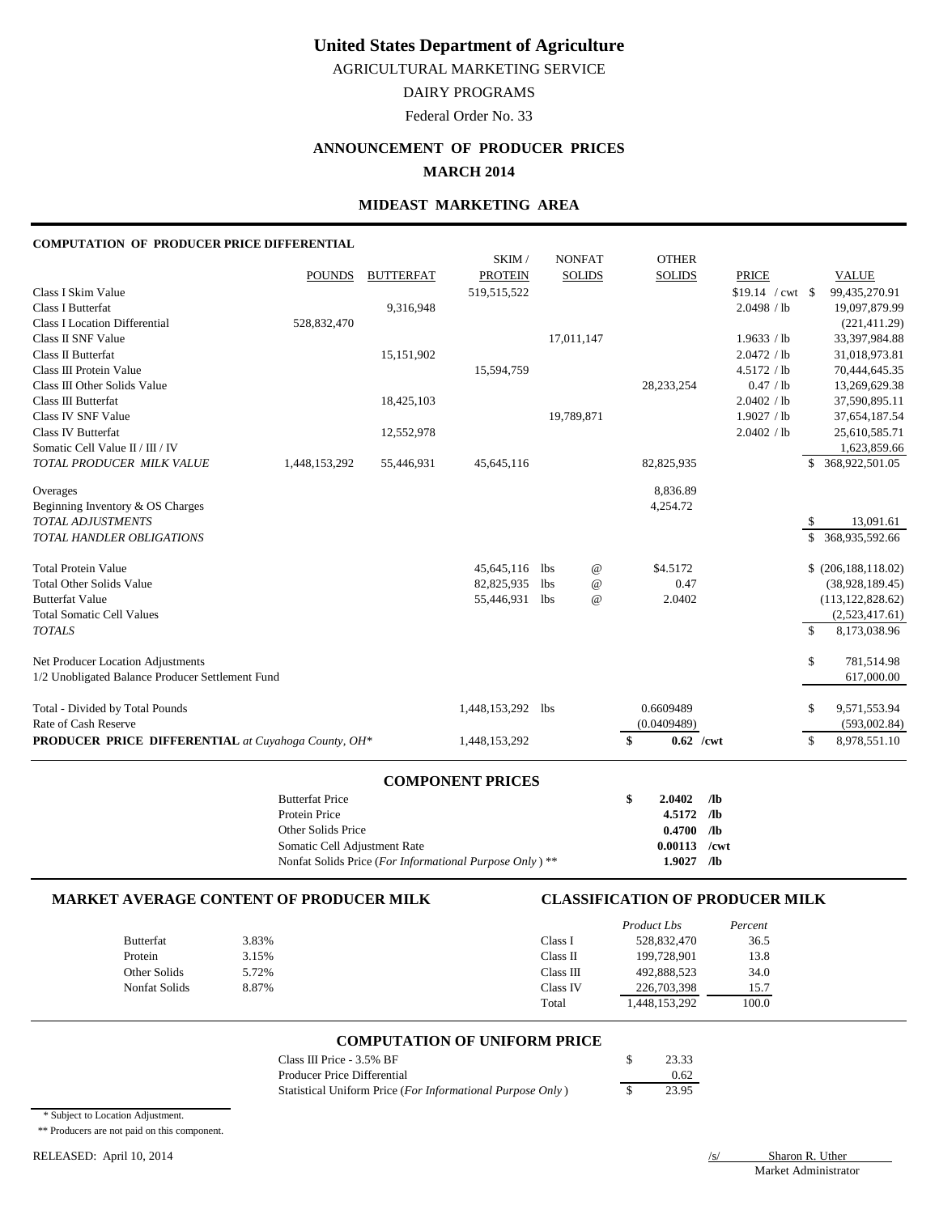# United States Department of Agriculture

AGRICULTURAL MARKETING SERVICE

DAIRY PROGRAMS

Federal Order No. 33

## ANNOUNCEMENT OF PRODUCER PRICES

## MARCH 2014

## MIDEAST MARKETING AREA

### COMPUTATION OF PRODUCER PRICE DIFFERENTIAL

| | POUNDS | BUTTERFAT | SKIM / PROTEIN | NONFAT SOLIDS | OTHER SOLIDS | PRICE | VALUE |
|---|---|---|---|---|---|---|---|
| Class I Skim Value | | | 519,515,522 | | | $19.14 / cwt | $ 99,435,270.91 |
| Class I Butterfat | | 9,316,948 | | | | 2.0498 / lb | 19,097,879.99 |
| Class I Location Differential | 528,832,470 | | | | | | (221,411.29) |
| Class II SNF Value | | | | 17,011,147 | | 1.9633 / lb | 33,397,984.88 |
| Class II Butterfat | | 15,151,902 | | | | 2.0472 / lb | 31,018,973.81 |
| Class III Protein Value | | | 15,594,759 | | | 4.5172 / lb | 70,444,645.35 |
| Class III Other Solids Value | | | | | 28,233,254 | 0.47 / lb | 13,269,629.38 |
| Class III Butterfat | | 18,425,103 | | | | 2.0402 / lb | 37,590,895.11 |
| Class IV SNF Value | | | | 19,789,871 | | 1.9027 / lb | 37,654,187.54 |
| Class IV Butterfat | | 12,552,978 | | | | 2.0402 / lb | 25,610,585.71 |
| Somatic Cell Value II / III / IV | | | | | | | 1,623,859.66 |
| *TOTAL PRODUCER MILK VALUE* | 1,448,153,292 | 55,446,931 | 45,645,116 | | 82,825,935 | | $ 368,922,501.05 |
| Overages | | | | | 8,836.89 | | |
| Beginning Inventory & OS Charges | | | | | 4,254.72 | | |
| *TOTAL ADJUSTMENTS* | | | | | | | $ 13,091.61 |
| *TOTAL HANDLER OBLIGATIONS* | | | | | | | $ 368,935,592.66 |
| Total Protein Value | | | 45,645,116 | lbs @ | $4.5172 | | $ (206,188,118.02) |
| Total Other Solids Value | | | 82,825,935 | lbs @ | 0.47 | | (38,928,189.45) |
| Butterfat Value | | | 55,446,931 | lbs @ | 2.0402 | | (113,122,828.62) |
| Total Somatic Cell Values | | | | | | | (2,523,417.61) |
| *TOTALS* | | | | | | | $ 8,173,038.96 |
| Net Producer Location Adjustments | | | | | | | $ 781,514.98 |
| 1/2 Unobligated Balance Producer Settlement Fund | | | | | | | 617,000.00 |
| Total - Divided by Total Pounds | | | 1,448,153,292 | lbs | 0.6609489 | | $ 9,571,553.94 |
| Rate of Cash Reserve | | | | | (0.0409489) | | (593,002.84) |
| **PRODUCER PRICE DIFFERENTIAL** *at Cuyahoga County, OH\** | | | 1,448,153,292 | | **$ 0.62 /cwt** | | $ 8,978,551.10 |

### COMPONENT PRICES

| | | |
|---|---|---|
| Butterfat Price | **$ 2.0402** | **/lb** |
| Protein Price | **4.5172** | **/lb** |
| Other Solids Price | **0.4700** | **/lb** |
| Somatic Cell Adjustment Rate | **0.00113** | **/cwt** |
| Nonfat Solids Price (*For Informational Purpose Only*) ** | **1.9027** | **/lb** |

### MARKET AVERAGE CONTENT OF PRODUCER MILK

| | |
|---|---|
| Butterfat | 3.83% |
| Protein | 3.15% |
| Other Solids | 5.72% |
| Nonfat Solids | 8.87% |

### CLASSIFICATION OF PRODUCER MILK

| | *Product Lbs* | *Percent* |
|---|---|---|
| Class I | 528,832,470 | 36.5 |
| Class II | 199,728,901 | 13.8 |
| Class III | 492,888,523 | 34.0 |
| Class IV | 226,703,398 | 15.7 |
| Total | 1,448,153,292 | 100.0 |

### COMPUTATION OF UNIFORM PRICE

| | |
|---|---|
| Class III Price - 3.5% BF | $ 23.33 |
| Producer Price Differential | 0.62 |
| Statistical Uniform Price (*For Informational Purpose Only*) | $ 23.95 |

\* Subject to Location Adjustment.

** Producers are not paid on this component.

RELEASED: April 10, 2014

/s/ Sharon R. Uther
Market Administrator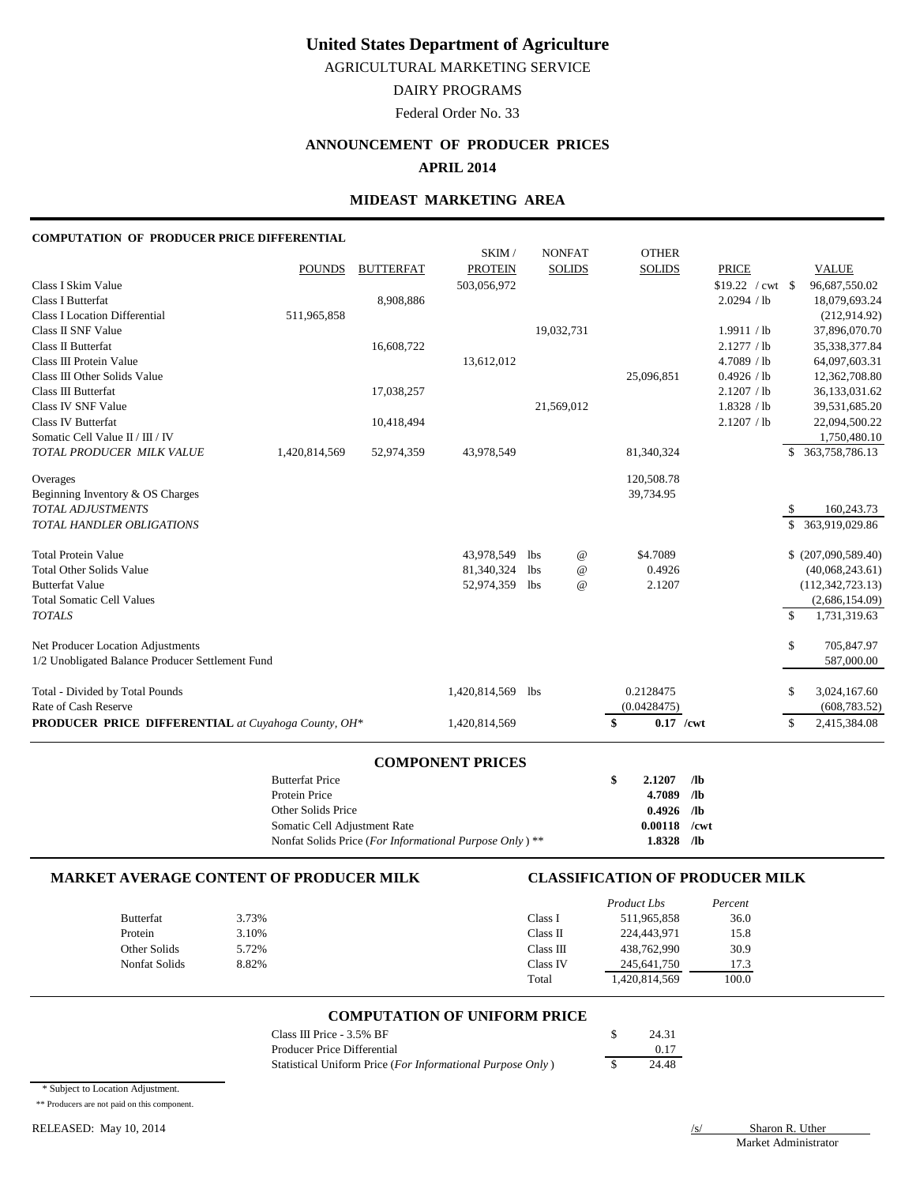# United States Department of Agriculture

AGRICULTURAL MARKETING SERVICE

DAIRY PROGRAMS

Federal Order No. 33

## ANNOUNCEMENT OF PRODUCER PRICES

## APRIL 2014

## MIDEAST MARKETING AREA

**COMPUTATION OF PRODUCER PRICE DIFFERENTIAL**

| | POUNDS | BUTTERFAT | SKIM / PROTEIN | NONFAT SOLIDS | OTHER SOLIDS | PRICE | VALUE |
|---|---|---|---|---|---|---|---|
| Class I Skim Value | | | 503,056,972 | | | $19.22 / cwt | $ 96,687,550.02 |
| Class I Butterfat | | 8,908,886 | | | | 2.0294 / lb | 18,079,693.24 |
| Class I Location Differential | 511,965,858 | | | | | | (212,914.92) |
| Class II SNF Value | | | | 19,032,731 | | 1.9911 / lb | 37,896,070.70 |
| Class II Butterfat | | 16,608,722 | | | | 2.1277 / lb | 35,338,377.84 |
| Class III Protein Value | | | 13,612,012 | | | 4.7089 / lb | 64,097,603.31 |
| Class III Other Solids Value | | | | | 25,096,851 | 0.4926 / lb | 12,362,708.80 |
| Class III Butterfat | | 17,038,257 | | | | 2.1207 / lb | 36,133,031.62 |
| Class IV SNF Value | | | | 21,569,012 | | 1.8328 / lb | 39,531,685.20 |
| Class IV Butterfat | | 10,418,494 | | | | 2.1207 / lb | 22,094,500.22 |
| Somatic Cell Value II / III / IV | | | | | | | 1,750,480.10 |
| *TOTAL PRODUCER MILK VALUE* | 1,420,814,569 | 52,974,359 | 43,978,549 | | 81,340,324 | | $ 363,758,786.13 |
| Overages | | | | | 120,508.78 | | |
| Beginning Inventory & OS Charges | | | | | 39,734.95 | | |
| *TOTAL ADJUSTMENTS* | | | | | | | $ 160,243.73 |
| *TOTAL HANDLER OBLIGATIONS* | | | | | | | $ 363,919,029.86 |
| Total Protein Value | | | 43,978,549 | lbs @ | $4.7089 | | $ (207,090,589.40) |
| Total Other Solids Value | | | 81,340,324 | lbs @ | 0.4926 | | (40,068,243.61) |
| Butterfat Value | | | 52,974,359 | lbs @ | 2.1207 | | (112,342,723.13) |
| Total Somatic Cell Values | | | | | | | (2,686,154.09) |
| *TOTALS* | | | | | | | $ 1,731,319.63 |
| Net Producer Location Adjustments | | | | | | | $ 705,847.97 |
| 1/2 Unobligated Balance Producer Settlement Fund | | | | | | | 587,000.00 |
| Total - Divided by Total Pounds | | | 1,420,814,569 | lbs | 0.2128475 | | $ 3,024,167.60 |
| Rate of Cash Reserve | | | | | (0.0428475) | | (608,783.52) |
| **PRODUCER PRICE DIFFERENTIAL** *at Cuyahoga County, OH\** | | | 1,420,814,569 | | **$ 0.17 /cwt** | | $ 2,415,384.08 |

### COMPONENT PRICES

| | | |
|---|---|---|
| Butterfat Price | **$ 2.1207** | **/lb** |
| Protein Price | **4.7089** | **/lb** |
| Other Solids Price | **0.4926** | **/lb** |
| Somatic Cell Adjustment Rate | **0.00118** | **/cwt** |
| Nonfat Solids Price (*For Informational Purpose Only*) ** | **1.8328** | **/lb** |

### MARKET AVERAGE CONTENT OF PRODUCER MILK

| | |
|---|---|
| Butterfat | 3.73% |
| Protein | 3.10% |
| Other Solids | 5.72% |
| Nonfat Solids | 8.82% |

### CLASSIFICATION OF PRODUCER MILK

| | *Product Lbs* | *Percent* |
|---|---|---|
| Class I | 511,965,858 | 36.0 |
| Class II | 224,443,971 | 15.8 |
| Class III | 438,762,990 | 30.9 |
| Class IV | 245,641,750 | 17.3 |
| Total | 1,420,814,569 | 100.0 |

### COMPUTATION OF UNIFORM PRICE

| | |
|---|---|
| Class III Price - 3.5% BF | $ 24.31 |
| Producer Price Differential | 0.17 |
| Statistical Uniform Price (*For Informational Purpose Only*) | $ 24.48 |

\* Subject to Location Adjustment.

** Producers are not paid on this component.

RELEASED: May 10, 2014

/s/ Sharon R. Uther
Market Administrator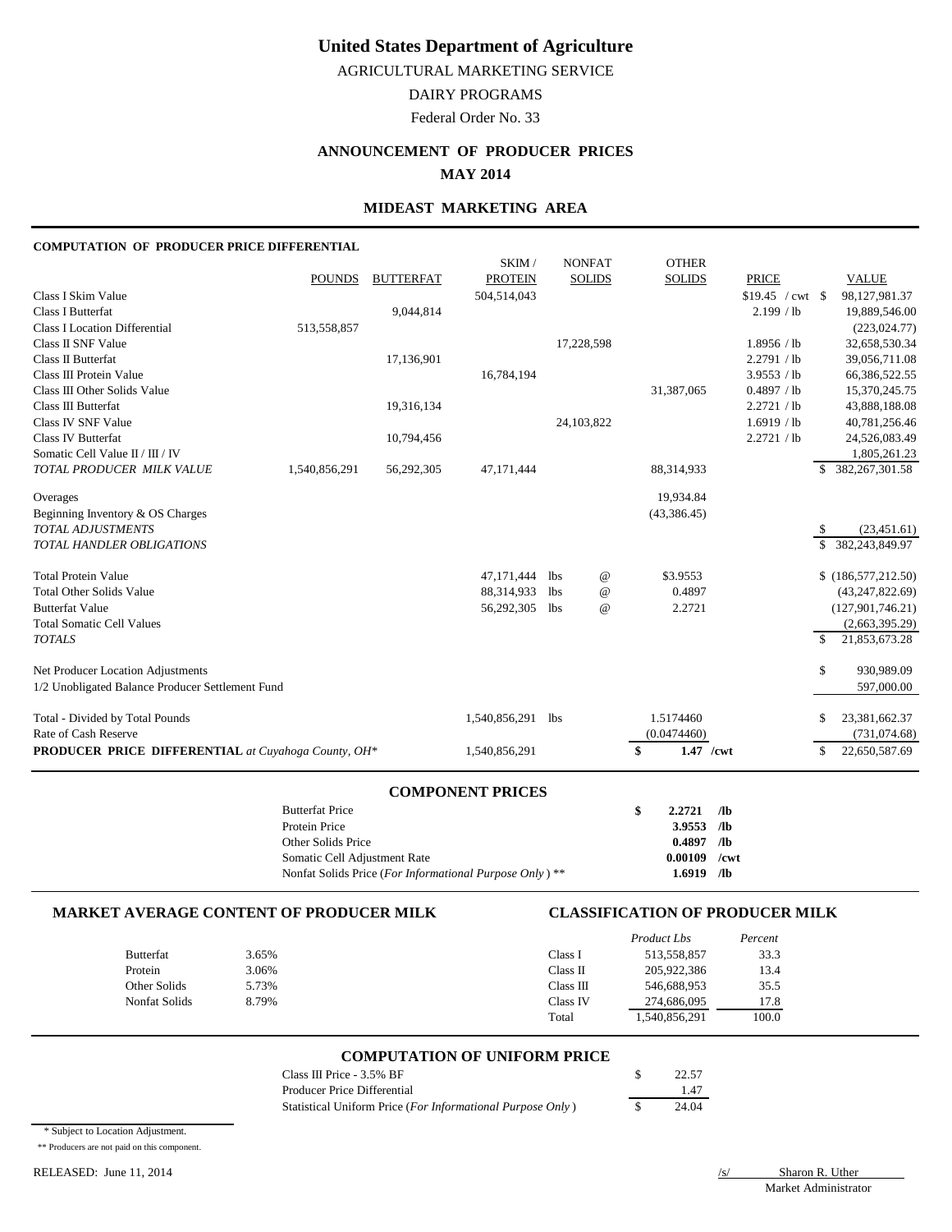# United States Department of Agriculture

AGRICULTURAL MARKETING SERVICE

DAIRY PROGRAMS

Federal Order No. 33

## ANNOUNCEMENT OF PRODUCER PRICES

**MAY 2014**

### MIDEAST MARKETING AREA

**COMPUTATION OF PRODUCER PRICE DIFFERENTIAL**

| | POUNDS | BUTTERFAT | SKIM / PROTEIN | NONFAT SOLIDS | OTHER SOLIDS | PRICE | VALUE |
|---|---|---|---|---|---|---|---|
| Class I Skim Value | | | 504,514,043 | | | $19.45 / cwt | $ 98,127,981.37 |
| Class I Butterfat | | 9,044,814 | | | | 2.199 / lb | 19,889,546.00 |
| Class I Location Differential | 513,558,857 | | | | | | (223,024.77) |
| Class II SNF Value | | | | 17,228,598 | | 1.8956 / lb | 32,658,530.34 |
| Class II Butterfat | | 17,136,901 | | | | 2.2791 / lb | 39,056,711.08 |
| Class III Protein Value | | | 16,784,194 | | | 3.9553 / lb | 66,386,522.55 |
| Class III Other Solids Value | | | | | 31,387,065 | 0.4897 / lb | 15,370,245.75 |
| Class III Butterfat | | 19,316,134 | | | | 2.2721 / lb | 43,888,188.08 |
| Class IV SNF Value | | | | 24,103,822 | | 1.6919 / lb | 40,781,256.46 |
| Class IV Butterfat | | 10,794,456 | | | | 2.2721 / lb | 24,526,083.49 |
| Somatic Cell Value II / III / IV | | | | | | | 1,805,261.23 |
| *TOTAL PRODUCER MILK VALUE* | 1,540,856,291 | 56,292,305 | 47,171,444 | | 88,314,933 | | $ 382,267,301.58 |
| Overages | | | | | 19,934.84 | | |
| Beginning Inventory & OS Charges | | | | | (43,386.45) | | |
| *TOTAL ADJUSTMENTS* | | | | | | | $ (23,451.61) |
| *TOTAL HANDLER OBLIGATIONS* | | | | | | | $ 382,243,849.97 |
| Total Protein Value | | | 47,171,444 | lbs @ | $3.9553 | | $ (186,577,212.50) |
| Total Other Solids Value | | | 88,314,933 | lbs @ | 0.4897 | | (43,247,822.69) |
| Butterfat Value | | | 56,292,305 | lbs @ | 2.2721 | | (127,901,746.21) |
| Total Somatic Cell Values | | | | | | | (2,663,395.29) |
| *TOTALS* | | | | | | | $ 21,853,673.28 |
| Net Producer Location Adjustments | | | | | | | $ 930,989.09 |
| 1/2 Unobligated Balance Producer Settlement Fund | | | | | | | 597,000.00 |
| Total - Divided by Total Pounds | | | 1,540,856,291 | lbs | 1.5174460 | | $ 23,381,662.37 |
| Rate of Cash Reserve | | | | | (0.0474460) | | (731,074.68) |
| **PRODUCER PRICE DIFFERENTIAL** *at Cuyahoga County, OH** | | | 1,540,856,291 | | **$ 1.47 /cwt** | | $ 22,650,587.69 |

### COMPONENT PRICES

| | | |
|---|---|---|
| Butterfat Price | **$ 2.2721** | **/lb** |
| Protein Price | **3.9553** | **/lb** |
| Other Solids Price | **0.4897** | **/lb** |
| Somatic Cell Adjustment Rate | **0.00109** | **/cwt** |
| Nonfat Solids Price (*For Informational Purpose Only*) ** | **1.6919** | **/lb** |

### MARKET AVERAGE CONTENT OF PRODUCER MILK

| | |
|---|---|
| Butterfat | 3.65% |
| Protein | 3.06% |
| Other Solids | 5.73% |
| Nonfat Solids | 8.79% |

### CLASSIFICATION OF PRODUCER MILK

| | *Product Lbs* | *Percent* |
|---|---|---|
| Class I | 513,558,857 | 33.3 |
| Class II | 205,922,386 | 13.4 |
| Class III | 546,688,953 | 35.5 |
| Class IV | 274,686,095 | 17.8 |
| Total | 1,540,856,291 | 100.0 |

### COMPUTATION OF UNIFORM PRICE

| | |
|---|---|
| Class III Price - 3.5% BF | $ 22.57 |
| Producer Price Differential | 1.47 |
| Statistical Uniform Price (*For Informational Purpose Only*) | $ 24.04 |

\* Subject to Location Adjustment.

\*\* Producers are not paid on this component.

RELEASED: June 11, 2014

/s/ Sharon R. Uther
Market Administrator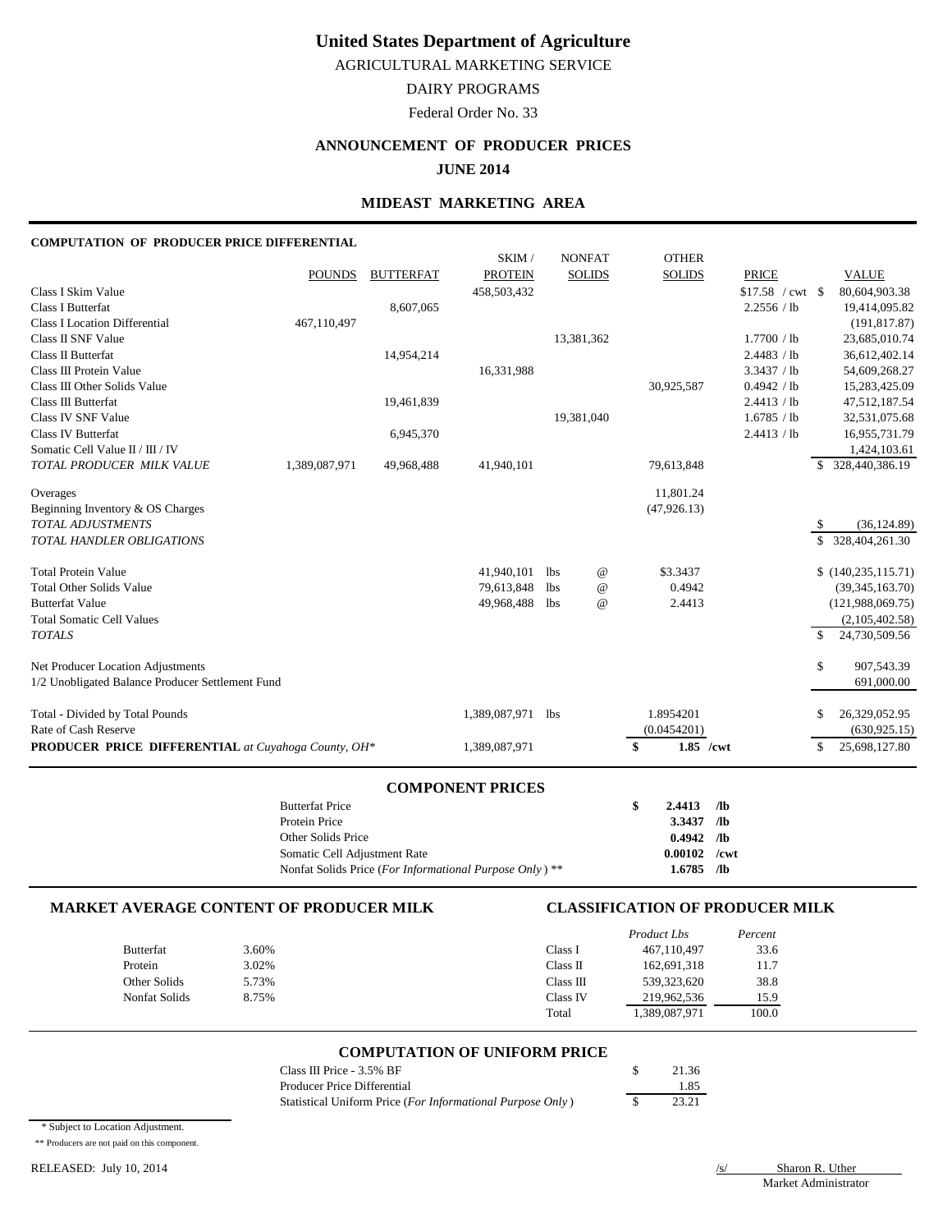# United States Department of Agriculture

AGRICULTURAL MARKETING SERVICE

DAIRY PROGRAMS

Federal Order No. 33

## ANNOUNCEMENT OF PRODUCER PRICES

**JUNE 2014**

### MIDEAST MARKETING AREA

**COMPUTATION OF PRODUCER PRICE DIFFERENTIAL**

| | POUNDS | BUTTERFAT | SKIM / PROTEIN | NONFAT SOLIDS | OTHER SOLIDS | PRICE | VALUE |
|---|---|---|---|---|---|---|---|
| Class I Skim Value | | | 458,503,432 | | | $17.58 / cwt | $ 80,604,903.38 |
| Class I Butterfat | | 8,607,065 | | | | 2.2556 / lb | 19,414,095.82 |
| Class I Location Differential | 467,110,497 | | | | | | (191,817.87) |
| Class II SNF Value | | | | 13,381,362 | | 1.7700 / lb | 23,685,010.74 |
| Class II Butterfat | | 14,954,214 | | | | 2.4483 / lb | 36,612,402.14 |
| Class III Protein Value | | | 16,331,988 | | | 3.3437 / lb | 54,609,268.27 |
| Class III Other Solids Value | | | | | 30,925,587 | 0.4942 / lb | 15,283,425.09 |
| Class III Butterfat | | 19,461,839 | | | | 2.4413 / lb | 47,512,187.54 |
| Class IV SNF Value | | | | 19,381,040 | | 1.6785 / lb | 32,531,075.68 |
| Class IV Butterfat | | 6,945,370 | | | | 2.4413 / lb | 16,955,731.79 |
| Somatic Cell Value II / III / IV | | | | | | | 1,424,103.61 |
| *TOTAL PRODUCER MILK VALUE* | 1,389,087,971 | 49,968,488 | 41,940,101 | | 79,613,848 | | $ 328,440,386.19 |
| Overages | | | | | 11,801.24 | | |
| Beginning Inventory & OS Charges | | | | | (47,926.13) | | |
| *TOTAL ADJUSTMENTS* | | | | | | | $ (36,124.89) |
| *TOTAL HANDLER OBLIGATIONS* | | | | | | | $ 328,404,261.30 |
| Total Protein Value | | | 41,940,101 | lbs @ | $3.3437 | | $ (140,235,115.71) |
| Total Other Solids Value | | | 79,613,848 | lbs @ | 0.4942 | | (39,345,163.70) |
| Butterfat Value | | | 49,968,488 | lbs @ | 2.4413 | | (121,988,069.75) |
| Total Somatic Cell Values | | | | | | | (2,105,402.58) |
| *TOTALS* | | | | | | | $ 24,730,509.56 |
| Net Producer Location Adjustments | | | | | | | $ 907,543.39 |
| 1/2 Unobligated Balance Producer Settlement Fund | | | | | | | 691,000.00 |
| Total - Divided by Total Pounds | | | 1,389,087,971 | lbs | 1.8954201 | | $ 26,329,052.95 |
| Rate of Cash Reserve | | | | | (0.0454201) | | (630,925.15) |
| **PRODUCER PRICE DIFFERENTIAL** *at Cuyahoga County, OH\** | | | 1,389,087,971 | | **$ 1.85 /cwt** | | $ 25,698,127.80 |

### COMPONENT PRICES

| | | |
|---|---|---|
| Butterfat Price | **$ 2.4413** | **/lb** |
| Protein Price | **3.3437** | **/lb** |
| Other Solids Price | **0.4942** | **/lb** |
| Somatic Cell Adjustment Rate | **0.00102** | **/cwt** |
| Nonfat Solids Price (*For Informational Purpose Only*) ** | **1.6785** | **/lb** |

### MARKET AVERAGE CONTENT OF PRODUCER MILK

| | |
|---|---|
| Butterfat | 3.60% |
| Protein | 3.02% |
| Other Solids | 5.73% |
| Nonfat Solids | 8.75% |

### CLASSIFICATION OF PRODUCER MILK

| | *Product Lbs* | *Percent* |
|---|---|---|
| Class I | 467,110,497 | 33.6 |
| Class II | 162,691,318 | 11.7 |
| Class III | 539,323,620 | 38.8 |
| Class IV | 219,962,536 | 15.9 |
| Total | 1,389,087,971 | 100.0 |

### COMPUTATION OF UNIFORM PRICE

| | |
|---|---|
| Class III Price - 3.5% BF | $ 21.36 |
| Producer Price Differential | 1.85 |
| Statistical Uniform Price (*For Informational Purpose Only*) | $ 23.21 |

\* Subject to Location Adjustment.

** Producers are not paid on this component.

RELEASED: July 10, 2014

/s/ Sharon R. Uther
Market Administrator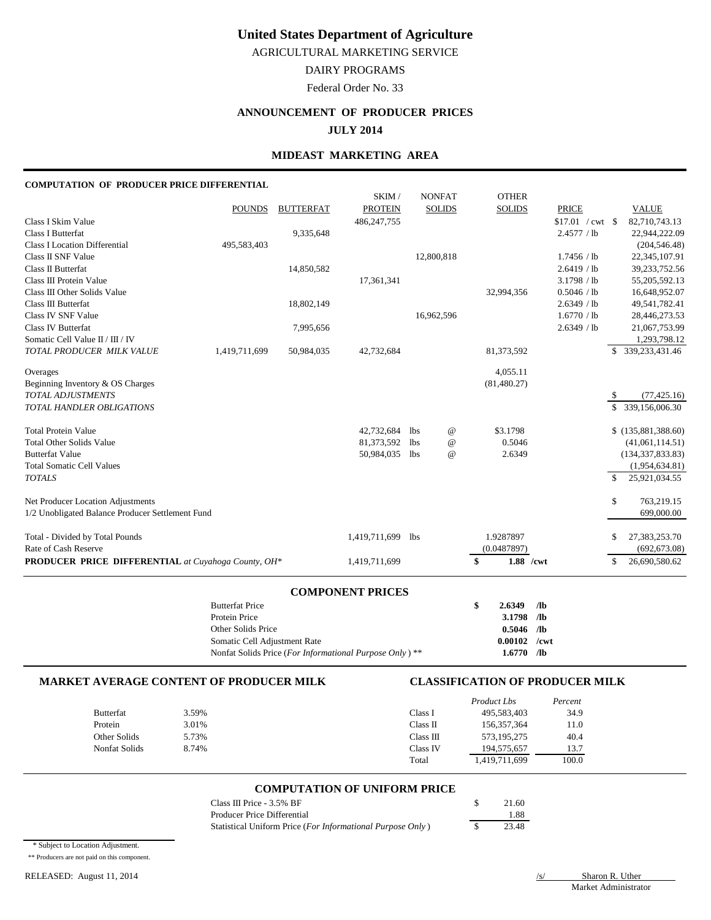# United States Department of Agriculture

AGRICULTURAL MARKETING SERVICE

DAIRY PROGRAMS

Federal Order No. 33

## ANNOUNCEMENT OF PRODUCER PRICES

**JULY 2014**

### MIDEAST MARKETING AREA

**COMPUTATION OF PRODUCER PRICE DIFFERENTIAL**

| | POUNDS | BUTTERFAT | SKIM / PROTEIN | NONFAT SOLIDS | OTHER SOLIDS | PRICE | VALUE |
|---|---|---|---|---|---|---|---|
| Class I Skim Value | | | 486,247,755 | | | $17.01 / cwt | $ 82,710,743.13 |
| Class I Butterfat | | 9,335,648 | | | | 2.4577 / lb | 22,944,222.09 |
| Class I Location Differential | 495,583,403 | | | | | | (204,546.48) |
| Class II SNF Value | | | | 12,800,818 | | 1.7456 / lb | 22,345,107.91 |
| Class II Butterfat | | 14,850,582 | | | | 2.6419 / lb | 39,233,752.56 |
| Class III Protein Value | | | 17,361,341 | | | 3.1798 / lb | 55,205,592.13 |
| Class III Other Solids Value | | | | | 32,994,356 | 0.5046 / lb | 16,648,952.07 |
| Class III Butterfat | | 18,802,149 | | | | 2.6349 / lb | 49,541,782.41 |
| Class IV SNF Value | | | | 16,962,596 | | 1.6770 / lb | 28,446,273.53 |
| Class IV Butterfat | | 7,995,656 | | | | 2.6349 / lb | 21,067,753.99 |
| Somatic Cell Value II / III / IV | | | | | | | 1,293,798.12 |
| *TOTAL PRODUCER MILK VALUE* | 1,419,711,699 | 50,984,035 | 42,732,684 | | 81,373,592 | | $ 339,233,431.46 |
| Overages | | | | | 4,055.11 | | |
| Beginning Inventory & OS Charges | | | | | (81,480.27) | | |
| *TOTAL ADJUSTMENTS* | | | | | | | $ (77,425.16) |
| *TOTAL HANDLER OBLIGATIONS* | | | | | | | $ 339,156,006.30 |
| Total Protein Value | | | 42,732,684 lbs | @ | $3.1798 | | $ (135,881,388.60) |
| Total Other Solids Value | | | 81,373,592 lbs | @ | 0.5046 | | (41,061,114.51) |
| Butterfat Value | | | 50,984,035 lbs | @ | 2.6349 | | (134,337,833.83) |
| Total Somatic Cell Values | | | | | | | (1,954,634.81) |
| *TOTALS* | | | | | | | $ 25,921,034.55 |
| Net Producer Location Adjustments | | | | | | | $ 763,219.15 |
| 1/2 Unobligated Balance Producer Settlement Fund | | | | | | | 699,000.00 |
| Total - Divided by Total Pounds | | | 1,419,711,699 lbs | | 1.9287897 | | $ 27,383,253.70 |
| Rate of Cash Reserve | | | | | (0.0487897) | | (692,673.08) |
| **PRODUCER PRICE DIFFERENTIAL** *at Cuyahoga County, OH** | | | 1,419,711,699 | | **$ 1.88 /cwt** | | $ 26,690,580.62 |

### COMPONENT PRICES

| | | |
|---|---|---|
| Butterfat Price | **$ 2.6349** | **/lb** |
| Protein Price | **3.1798** | **/lb** |
| Other Solids Price | **0.5046** | **/lb** |
| Somatic Cell Adjustment Rate | **0.00102** | **/cwt** |
| Nonfat Solids Price (*For Informational Purpose Only*) ** | **1.6770** | **/lb** |

### MARKET AVERAGE CONTENT OF PRODUCER MILK

| | |
|---|---|
| Butterfat | 3.59% |
| Protein | 3.01% |
| Other Solids | 5.73% |
| Nonfat Solids | 8.74% |

### CLASSIFICATION OF PRODUCER MILK

| | *Product Lbs* | *Percent* |
|---|---|---|
| Class I | 495,583,403 | 34.9 |
| Class II | 156,357,364 | 11.0 |
| Class III | 573,195,275 | 40.4 |
| Class IV | 194,575,657 | 13.7 |
| Total | 1,419,711,699 | 100.0 |

### COMPUTATION OF UNIFORM PRICE

| | |
|---|---|
| Class III Price - 3.5% BF | $ 21.60 |
| Producer Price Differential | 1.88 |
| Statistical Uniform Price (*For Informational Purpose Only*) | $ 23.48 |

\* Subject to Location Adjustment.

** Producers are not paid on this component.

RELEASED: August 11, 2014

/s/ Sharon R. Uther
Market Administrator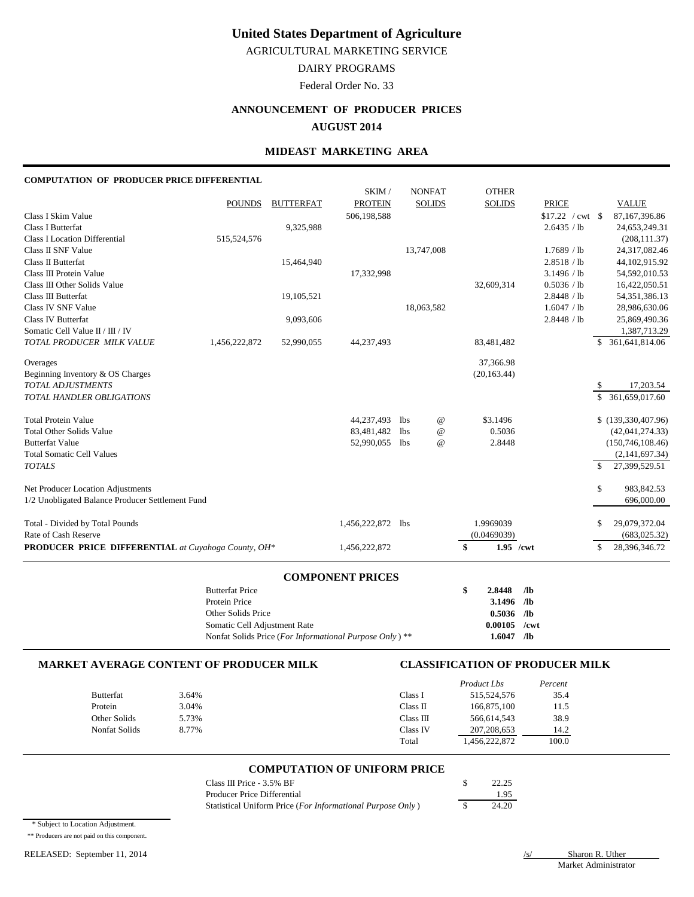# United States Department of Agriculture

AGRICULTURAL MARKETING SERVICE

DAIRY PROGRAMS

Federal Order No. 33

## ANNOUNCEMENT OF PRODUCER PRICES

## AUGUST 2014

## MIDEAST MARKETING AREA

### COMPUTATION OF PRODUCER PRICE DIFFERENTIAL

| | POUNDS | BUTTERFAT | SKIM / PROTEIN | NONFAT SOLIDS | OTHER SOLIDS | PRICE | VALUE |
|---|---|---|---|---|---|---|---|
| Class I Skim Value | | | 506,198,588 | | | $17.22 / cwt | $ 87,167,396.86 |
| Class I Butterfat | | 9,325,988 | | | | 2.6435 / lb | 24,653,249.31 |
| Class I Location Differential | 515,524,576 | | | | | | (208,111.37) |
| Class II SNF Value | | | | 13,747,008 | | 1.7689 / lb | 24,317,082.46 |
| Class II Butterfat | | 15,464,940 | | | | 2.8518 / lb | 44,102,915.92 |
| Class III Protein Value | | | 17,332,998 | | | 3.1496 / lb | 54,592,010.53 |
| Class III Other Solids Value | | | | | 32,609,314 | 0.5036 / lb | 16,422,050.51 |
| Class III Butterfat | | 19,105,521 | | | | 2.8448 / lb | 54,351,386.13 |
| Class IV SNF Value | | | | 18,063,582 | | 1.6047 / lb | 28,986,630.06 |
| Class IV Butterfat | | 9,093,606 | | | | 2.8448 / lb | 25,869,490.36 |
| Somatic Cell Value II / III / IV | | | | | | | 1,387,713.29 |
| *TOTAL PRODUCER MILK VALUE* | 1,456,222,872 | 52,990,055 | 44,237,493 | | 83,481,482 | | $ 361,641,814.06 |
| Overages | | | | | 37,366.98 | | |
| Beginning Inventory & OS Charges | | | | | (20,163.44) | | |
| *TOTAL ADJUSTMENTS* | | | | | | | $ 17,203.54 |
| *TOTAL HANDLER OBLIGATIONS* | | | | | | | $ 361,659,017.60 |
| Total Protein Value | | | 44,237,493 | lbs @ | $3.1496 | | $ (139,330,407.96) |
| Total Other Solids Value | | | 83,481,482 | lbs @ | 0.5036 | | (42,041,274.33) |
| Butterfat Value | | | 52,990,055 | lbs @ | 2.8448 | | (150,746,108.46) |
| Total Somatic Cell Values | | | | | | | (2,141,697.34) |
| *TOTALS* | | | | | | | $ 27,399,529.51 |
| Net Producer Location Adjustments | | | | | | | $ 983,842.53 |
| 1/2 Unobligated Balance Producer Settlement Fund | | | | | | | 696,000.00 |
| Total - Divided by Total Pounds | | | 1,456,222,872 | lbs | 1.9969039 | | $ 29,079,372.04 |
| Rate of Cash Reserve | | | | | (0.0469039) | | (683,025.32) |
| **PRODUCER PRICE DIFFERENTIAL** *at Cuyahoga County, OH\** | | | 1,456,222,872 | | **$ 1.95 /cwt** | | $ 28,396,346.72 |

### COMPONENT PRICES

| | | |
|---|---|---|
| Butterfat Price | **$ 2.8448** | **/lb** |
| Protein Price | **3.1496** | **/lb** |
| Other Solids Price | **0.5036** | **/lb** |
| Somatic Cell Adjustment Rate | **0.00105** | **/cwt** |
| Nonfat Solids Price (*For Informational Purpose Only*) ** | **1.6047** | **/lb** |

### MARKET AVERAGE CONTENT OF PRODUCER MILK

| | |
|---|---|
| Butterfat | 3.64% |
| Protein | 3.04% |
| Other Solids | 5.73% |
| Nonfat Solids | 8.77% |

### CLASSIFICATION OF PRODUCER MILK

| | *Product Lbs* | *Percent* |
|---|---|---|
| Class I | 515,524,576 | 35.4 |
| Class II | 166,875,100 | 11.5 |
| Class III | 566,614,543 | 38.9 |
| Class IV | 207,208,653 | 14.2 |
| Total | 1,456,222,872 | 100.0 |

### COMPUTATION OF UNIFORM PRICE

| | |
|---|---|
| Class III Price - 3.5% BF | $ 22.25 |
| Producer Price Differential | 1.95 |
| Statistical Uniform Price (*For Informational Purpose Only*) | $ 24.20 |

\* Subject to Location Adjustment.

** Producers are not paid on this component.

RELEASED: September 11, 2014

/s/ Sharon R. Uther
Market Administrator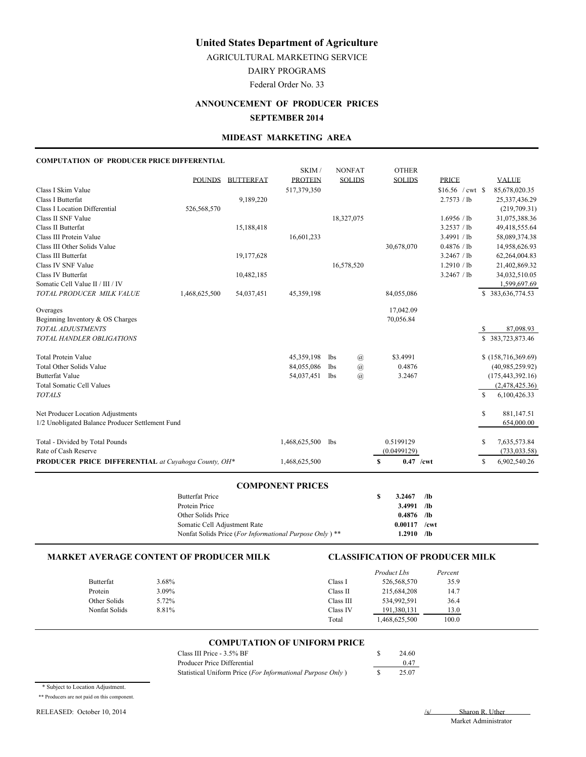# United States Department of Agriculture

AGRICULTURAL MARKETING SERVICE

DAIRY PROGRAMS

Federal Order No. 33

## ANNOUNCEMENT OF PRODUCER PRICES

## SEPTEMBER 2014

## MIDEAST MARKETING AREA

### COMPUTATION OF PRODUCER PRICE DIFFERENTIAL

| | POUNDS | BUTTERFAT | SKIM / PROTEIN | NONFAT SOLIDS | OTHER SOLIDS | PRICE | VALUE |
|---|---|---|---|---|---|---|---|
| Class I Skim Value | | | 517,379,350 | | | $16.56 / cwt | $ 85,678,020.35 |
| Class I Butterfat | | 9,189,220 | | | | 2.7573 / lb | 25,337,436.29 |
| Class I Location Differential | 526,568,570 | | | | | | (219,709.31) |
| Class II SNF Value | | | | 18,327,075 | | 1.6956 / lb | 31,075,388.36 |
| Class II Butterfat | | 15,188,418 | | | | 3.2537 / lb | 49,418,555.64 |
| Class III Protein Value | | | 16,601,233 | | | 3.4991 / lb | 58,089,374.38 |
| Class III Other Solids Value | | | | | 30,678,070 | 0.4876 / lb | 14,958,626.93 |
| Class III Butterfat | | 19,177,628 | | | | 3.2467 / lb | 62,264,004.83 |
| Class IV SNF Value | | | | 16,578,520 | | 1.2910 / lb | 21,402,869.32 |
| Class IV Butterfat | | 10,482,185 | | | | 3.2467 / lb | 34,032,510.05 |
| Somatic Cell Value II / III / IV | | | | | | | 1,599,697.69 |
| *TOTAL PRODUCER MILK VALUE* | 1,468,625,500 | 54,037,451 | 45,359,198 | | 84,055,086 | | $ 383,636,774.53 |
| Overages | | | | | 17,042.09 | | |
| Beginning Inventory & OS Charges | | | | | 70,056.84 | | |
| *TOTAL ADJUSTMENTS* | | | | | | | $ 87,098.93 |
| *TOTAL HANDLER OBLIGATIONS* | | | | | | | $ 383,723,873.46 |
| Total Protein Value | | | 45,359,198 lbs | @ | $3.4991 | | $ (158,716,369.69) |
| Total Other Solids Value | | | 84,055,086 lbs | @ | 0.4876 | | (40,985,259.92) |
| Butterfat Value | | | 54,037,451 lbs | @ | 3.2467 | | (175,443,392.16) |
| Total Somatic Cell Values | | | | | | | (2,478,425.36) |
| *TOTALS* | | | | | | | $ 6,100,426.33 |
| Net Producer Location Adjustments | | | | | | | $ 881,147.51 |
| 1/2 Unobligated Balance Producer Settlement Fund | | | | | | | 654,000.00 |
| Total - Divided by Total Pounds | | | 1,468,625,500 lbs | | 0.5199129 | | $ 7,635,573.84 |
| Rate of Cash Reserve | | | | | (0.0499129) | | (733,033.58) |
| **PRODUCER PRICE DIFFERENTIAL** *at Cuyahoga County, OH\** | | | 1,468,625,500 | | $ 0.47 /cwt | | $ 6,902,540.26 |

### COMPONENT PRICES

| | | |
|---|---|---|
| Butterfat Price | $ 3.2467 | /lb |
| Protein Price | 3.4991 | /lb |
| Other Solids Price | 0.4876 | /lb |
| Somatic Cell Adjustment Rate | 0.00117 | /cwt |
| Nonfat Solids Price (*For Informational Purpose Only* ) ** | 1.2910 | /lb |

### MARKET AVERAGE CONTENT OF PRODUCER MILK

| | |
|---|---|
| Butterfat | 3.68% |
| Protein | 3.09% |
| Other Solids | 5.72% |
| Nonfat Solids | 8.81% |

### CLASSIFICATION OF PRODUCER MILK

| | *Product Lbs* | *Percent* |
|---|---|---|
| Class I | 526,568,570 | 35.9 |
| Class II | 215,684,208 | 14.7 |
| Class III | 534,992,591 | 36.4 |
| Class IV | 191,380,131 | 13.0 |
| Total | 1,468,625,500 | 100.0 |

### COMPUTATION OF UNIFORM PRICE

| | |
|---|---|
| Class III Price - 3.5% BF | $ 24.60 |
| Producer Price Differential | 0.47 |
| Statistical Uniform Price (*For Informational Purpose Only* ) | $ 25.07 |

\* Subject to Location Adjustment.

** Producers are not paid on this component.

RELEASED: October 10, 2014

/s/ Sharon R. Uther
Market Administrator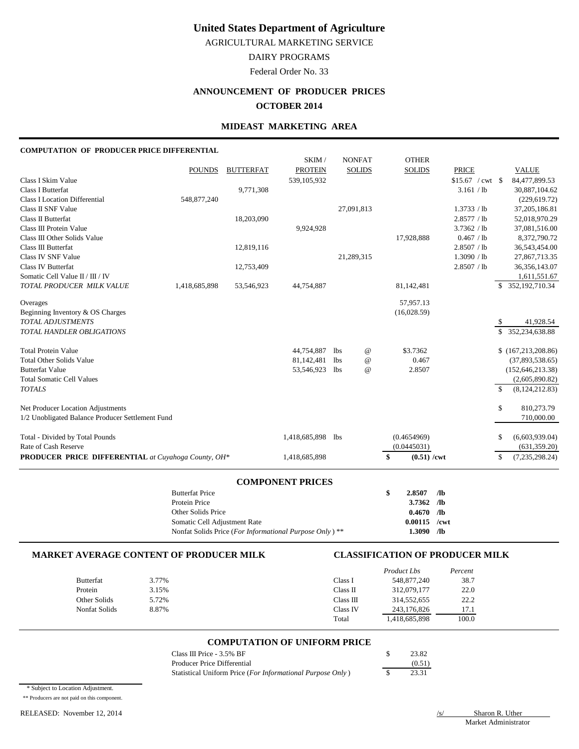# United States Department of Agriculture

AGRICULTURAL MARKETING SERVICE

DAIRY PROGRAMS

Federal Order No. 33

## ANNOUNCEMENT OF PRODUCER PRICES

## OCTOBER 2014

## MIDEAST MARKETING AREA

### COMPUTATION OF PRODUCER PRICE DIFFERENTIAL

| | POUNDS | BUTTERFAT | SKIM / PROTEIN | NONFAT SOLIDS | OTHER SOLIDS | PRICE | VALUE |
|---|---|---|---|---|---|---|---|
| Class I Skim Value | | | 539,105,932 | | | $15.67 / cwt | $ 84,477,899.53 |
| Class I Butterfat | | 9,771,308 | | | | 3.161 / lb | 30,887,104.62 |
| Class I Location Differential | 548,877,240 | | | | | | (229,619.72) |
| Class II SNF Value | | | | 27,091,813 | | 1.3733 / lb | 37,205,186.81 |
| Class II Butterfat | | 18,203,090 | | | | 2.8577 / lb | 52,018,970.29 |
| Class III Protein Value | | | 9,924,928 | | | 3.7362 / lb | 37,081,516.00 |
| Class III Other Solids Value | | | | | 17,928,888 | 0.467 / lb | 8,372,790.72 |
| Class III Butterfat | | 12,819,116 | | | | 2.8507 / lb | 36,543,454.00 |
| Class IV SNF Value | | | | 21,289,315 | | 1.3090 / lb | 27,867,713.35 |
| Class IV Butterfat | | 12,753,409 | | | | 2.8507 / lb | 36,356,143.07 |
| Somatic Cell Value II / III / IV | | | | | | | 1,611,551.67 |
| *TOTAL PRODUCER MILK VALUE* | 1,418,685,898 | 53,546,923 | 44,754,887 | | 81,142,481 | | $ 352,192,710.34 |
| Overages | | | | | 57,957.13 | | |
| Beginning Inventory & OS Charges | | | | | (16,028.59) | | |
| *TOTAL ADJUSTMENTS* | | | | | | | $ 41,928.54 |
| *TOTAL HANDLER OBLIGATIONS* | | | | | | | $ 352,234,638.88 |
| Total Protein Value | | | 44,754,887 lbs | @ | $3.7362 | | $ (167,213,208.86) |
| Total Other Solids Value | | | 81,142,481 lbs | @ | 0.467 | | (37,893,538.65) |
| Butterfat Value | | | 53,546,923 lbs | @ | 2.8507 | | (152,646,213.38) |
| Total Somatic Cell Values | | | | | | | (2,605,890.82) |
| *TOTALS* | | | | | | | $ (8,124,212.83) |
| Net Producer Location Adjustments | | | | | | | $ 810,273.79 |
| 1/2 Unobligated Balance Producer Settlement Fund | | | | | | | 710,000.00 |
| Total - Divided by Total Pounds | | | 1,418,685,898 lbs | | (0.4654969) | | $ (6,603,939.04) |
| Rate of Cash Reserve | | | | | (0.0445031) | | (631,359.20) |
| **PRODUCER PRICE DIFFERENTIAL** *at Cuyahoga County, OH\** | | | 1,418,685,898 | | **$ (0.51) /cwt** | | $ (7,235,298.24) |

### COMPONENT PRICES

| | |
|---|---|
| Butterfat Price | **$ 2.8507 /lb** |
| Protein Price | **3.7362 /lb** |
| Other Solids Price | **0.4670 /lb** |
| Somatic Cell Adjustment Rate | **0.00115 /cwt** |
| Nonfat Solids Price (*For Informational Purpose Only*) ** | **1.3090 /lb** |

### MARKET AVERAGE CONTENT OF PRODUCER MILK

| | |
|---|---|
| Butterfat | 3.77% |
| Protein | 3.15% |
| Other Solids | 5.72% |
| Nonfat Solids | 8.87% |

### CLASSIFICATION OF PRODUCER MILK

| | *Product Lbs* | *Percent* |
|---|---|---|
| Class I | 548,877,240 | 38.7 |
| Class II | 312,079,177 | 22.0 |
| Class III | 314,552,655 | 22.2 |
| Class IV | 243,176,826 | 17.1 |
| Total | 1,418,685,898 | 100.0 |

### COMPUTATION OF UNIFORM PRICE

| | |
|---|---|
| Class III Price - 3.5% BF | $ 23.82 |
| Producer Price Differential | (0.51) |
| Statistical Uniform Price (*For Informational Purpose Only*) | $ 23.31 |

\* Subject to Location Adjustment.

** Producers are not paid on this component.

RELEASED: November 12, 2014

/s/ Sharon R. Uther
Market Administrator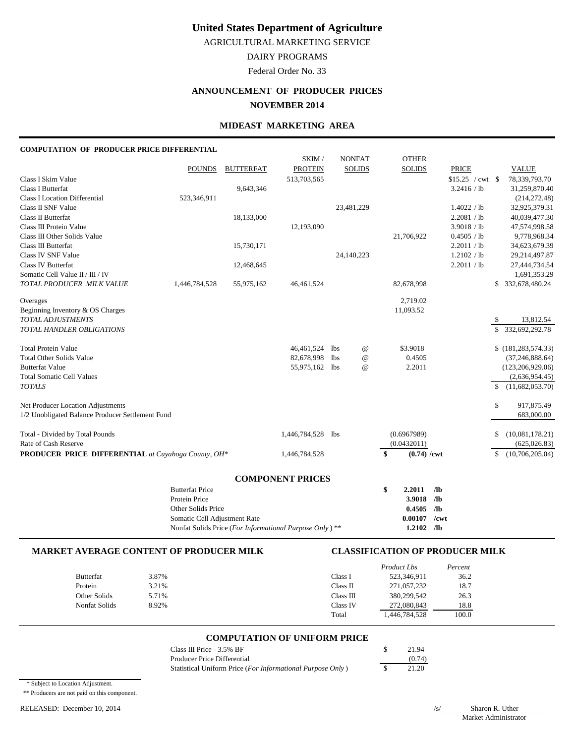# United States Department of Agriculture

AGRICULTURAL MARKETING SERVICE

DAIRY PROGRAMS

Federal Order No. 33

## ANNOUNCEMENT OF PRODUCER PRICES

## NOVEMBER 2014

### MIDEAST MARKETING AREA

**COMPUTATION OF PRODUCER PRICE DIFFERENTIAL**

| | POUNDS | BUTTERFAT | SKIM / PROTEIN | NONFAT SOLIDS | OTHER SOLIDS | PRICE | VALUE |
|---|---|---|---|---|---|---|---|
| Class I Skim Value | | | 513,703,565 | | | $15.25 / cwt | $ 78,339,793.70 |
| Class I Butterfat | | 9,643,346 | | | | 3.2416 / lb | 31,259,870.40 |
| Class I Location Differential | 523,346,911 | | | | | | (214,272.48) |
| Class II SNF Value | | | | 23,481,229 | | 1.4022 / lb | 32,925,379.31 |
| Class II Butterfat | | 18,133,000 | | | | 2.2081 / lb | 40,039,477.30 |
| Class III Protein Value | | | 12,193,090 | | | 3.9018 / lb | 47,574,998.58 |
| Class III Other Solids Value | | | | | 21,706,922 | 0.4505 / lb | 9,778,968.34 |
| Class III Butterfat | | 15,730,171 | | | | 2.2011 / lb | 34,623,679.39 |
| Class IV SNF Value | | | | 24,140,223 | | 1.2102 / lb | 29,214,497.87 |
| Class IV Butterfat | | 12,468,645 | | | | 2.2011 / lb | 27,444,734.54 |
| Somatic Cell Value II / III / IV | | | | | | | 1,691,353.29 |
| *TOTAL PRODUCER MILK VALUE* | 1,446,784,528 | 55,975,162 | 46,461,524 | | 82,678,998 | | $ 332,678,480.24 |
| Overages | | | | | 2,719.02 | | |
| Beginning Inventory & OS Charges | | | | | 11,093.52 | | |
| *TOTAL ADJUSTMENTS* | | | | | | | $ 13,812.54 |
| *TOTAL HANDLER OBLIGATIONS* | | | | | | | $ 332,692,292.78 |
| Total Protein Value | | | 46,461,524 | lbs @ | $3.9018 | | $ (181,283,574.33) |
| Total Other Solids Value | | | 82,678,998 | lbs @ | 0.4505 | | (37,246,888.64) |
| Butterfat Value | | | 55,975,162 | lbs @ | 2.2011 | | (123,206,929.06) |
| Total Somatic Cell Values | | | | | | | (2,636,954.45) |
| *TOTALS* | | | | | | | $ (11,682,053.70) |
| Net Producer Location Adjustments | | | | | | | $ 917,875.49 |
| 1/2 Unobligated Balance Producer Settlement Fund | | | | | | | 683,000.00 |
| Total - Divided by Total Pounds | | | 1,446,784,528 | lbs | (0.6967989) | | $ (10,081,178.21) |
| Rate of Cash Reserve | | | | | (0.0432011) | | (625,026.83) |
| **PRODUCER PRICE DIFFERENTIAL** *at Cuyahoga County, OH\** | | | 1,446,784,528 | | **$ (0.74) /cwt** | | $ (10,706,205.04) |

### COMPONENT PRICES

| | | |
|---|---|---|
| Butterfat Price | **$ 2.2011** | **/lb** |
| Protein Price | **3.9018** | **/lb** |
| Other Solids Price | **0.4505** | **/lb** |
| Somatic Cell Adjustment Rate | **0.00107** | **/cwt** |
| Nonfat Solids Price (*For Informational Purpose Only*) ** | **1.2102** | **/lb** |

### MARKET AVERAGE CONTENT OF PRODUCER MILK

| | |
|---|---|
| Butterfat | 3.87% |
| Protein | 3.21% |
| Other Solids | 5.71% |
| Nonfat Solids | 8.92% |

### CLASSIFICATION OF PRODUCER MILK

| | *Product Lbs* | *Percent* |
|---|---|---|
| Class I | 523,346,911 | 36.2 |
| Class II | 271,057,232 | 18.7 |
| Class III | 380,299,542 | 26.3 |
| Class IV | 272,080,843 | 18.8 |
| Total | 1,446,784,528 | 100.0 |

### COMPUTATION OF UNIFORM PRICE

| | |
|---|---|
| Class III Price - 3.5% BF | $ 21.94 |
| Producer Price Differential | (0.74) |
| Statistical Uniform Price (*For Informational Purpose Only*) | $ 21.20 |

\* Subject to Location Adjustment.

** Producers are not paid on this component.

RELEASED: December 10, 2014

/s/ Sharon R. Uther
Market Administrator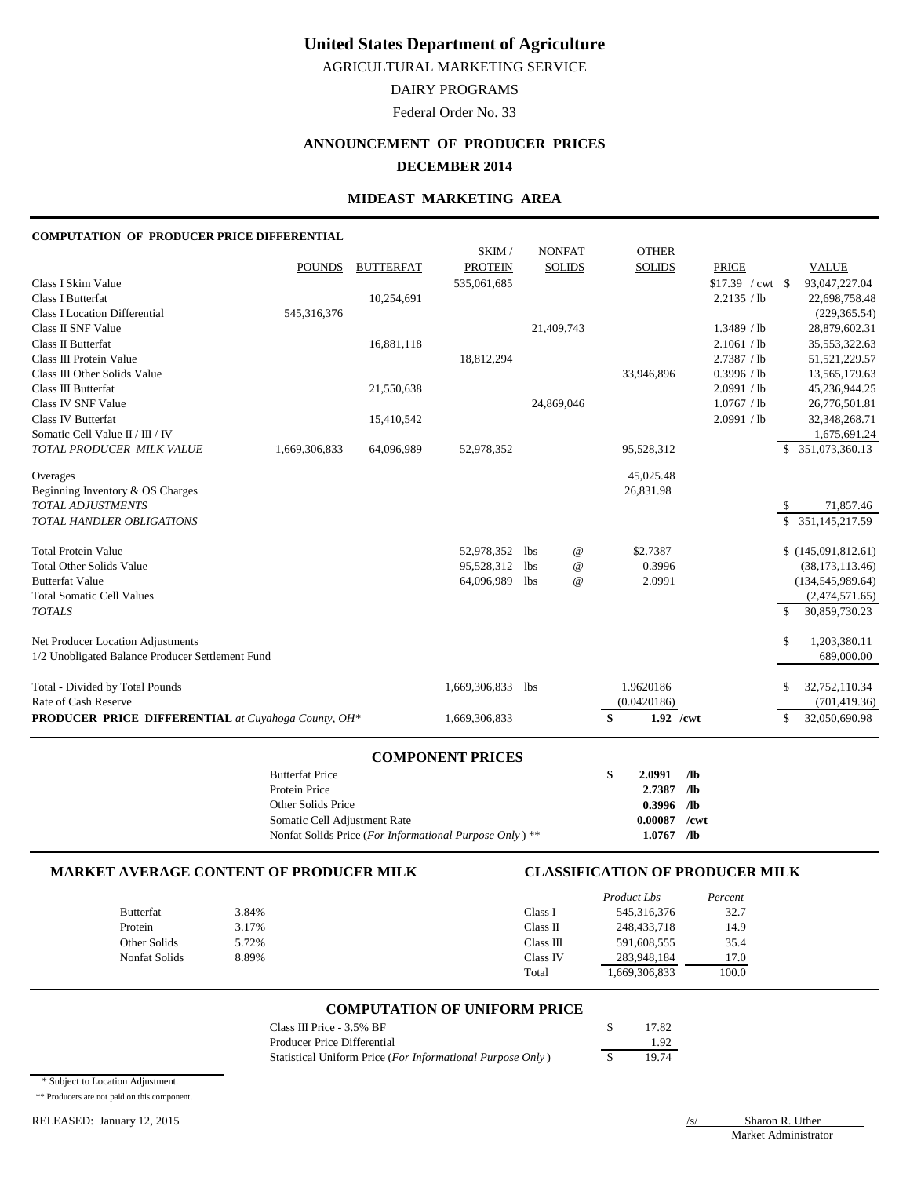# United States Department of Agriculture

AGRICULTURAL MARKETING SERVICE

DAIRY PROGRAMS

Federal Order No. 33

## ANNOUNCEMENT OF PRODUCER PRICES

## DECEMBER 2014

## MIDEAST MARKETING AREA

### COMPUTATION OF PRODUCER PRICE DIFFERENTIAL

| | POUNDS | BUTTERFAT | SKIM / PROTEIN | NONFAT SOLIDS | OTHER SOLIDS | PRICE | VALUE |
|---|---|---|---|---|---|---|---|
| Class I Skim Value | | | 535,061,685 | | | $17.39 / cwt | $ 93,047,227.04 |
| Class I Butterfat | | 10,254,691 | | | | 2.2135 / lb | 22,698,758.48 |
| Class I Location Differential | 545,316,376 | | | | | | (229,365.54) |
| Class II SNF Value | | | | 21,409,743 | | 1.3489 / lb | 28,879,602.31 |
| Class II Butterfat | | 16,881,118 | | | | 2.1061 / lb | 35,553,322.63 |
| Class III Protein Value | | | 18,812,294 | | | 2.7387 / lb | 51,521,229.57 |
| Class III Other Solids Value | | | | | 33,946,896 | 0.3996 / lb | 13,565,179.63 |
| Class III Butterfat | | 21,550,638 | | | | 2.0991 / lb | 45,236,944.25 |
| Class IV SNF Value | | | | 24,869,046 | | 1.0767 / lb | 26,776,501.81 |
| Class IV Butterfat | | 15,410,542 | | | | 2.0991 / lb | 32,348,268.71 |
| Somatic Cell Value II / III / IV | | | | | | | 1,675,691.24 |
| *TOTAL PRODUCER MILK VALUE* | 1,669,306,833 | 64,096,989 | 52,978,352 | | 95,528,312 | | $ 351,073,360.13 |
| Overages | | | | | 45,025.48 | | |
| Beginning Inventory & OS Charges | | | | | 26,831.98 | | |
| *TOTAL ADJUSTMENTS* | | | | | | | $ 71,857.46 |
| *TOTAL HANDLER OBLIGATIONS* | | | | | | | $ 351,145,217.59 |
| Total Protein Value | | | 52,978,352 | lbs @ | $2.7387 | | $ (145,091,812.61) |
| Total Other Solids Value | | | 95,528,312 | lbs @ | 0.3996 | | (38,173,113.46) |
| Butterfat Value | | | 64,096,989 | lbs @ | 2.0991 | | (134,545,989.64) |
| Total Somatic Cell Values | | | | | | | (2,474,571.65) |
| *TOTALS* | | | | | | | $ 30,859,730.23 |
| Net Producer Location Adjustments | | | | | | | $ 1,203,380.11 |
| 1/2 Unobligated Balance Producer Settlement Fund | | | | | | | 689,000.00 |
| Total - Divided by Total Pounds | | | 1,669,306,833 | lbs | 1.9620186 | | $ 32,752,110.34 |
| Rate of Cash Reserve | | | | | (0.0420186) | | (701,419.36) |
| **PRODUCER PRICE DIFFERENTIAL** *at Cuyahoga County, OH** | | | 1,669,306,833 | | **$ 1.92 /cwt** | | $ 32,050,690.98 |

### COMPONENT PRICES

| | | |
|---|---|---|
| Butterfat Price | **$ 2.0991** | **/lb** |
| Protein Price | **2.7387** | **/lb** |
| Other Solids Price | **0.3996** | **/lb** |
| Somatic Cell Adjustment Rate | **0.00087** | **/cwt** |
| Nonfat Solids Price (*For Informational Purpose Only*) ** | **1.0767** | **/lb** |

### MARKET AVERAGE CONTENT OF PRODUCER MILK

| | |
|---|---|
| Butterfat | 3.84% |
| Protein | 3.17% |
| Other Solids | 5.72% |
| Nonfat Solids | 8.89% |

### CLASSIFICATION OF PRODUCER MILK

| | *Product Lbs* | *Percent* |
|---|---|---|
| Class I | 545,316,376 | 32.7 |
| Class II | 248,433,718 | 14.9 |
| Class III | 591,608,555 | 35.4 |
| Class IV | 283,948,184 | 17.0 |
| Total | 1,669,306,833 | 100.0 |

### COMPUTATION OF UNIFORM PRICE

| | |
|---|---|
| Class III Price - 3.5% BF | $ 17.82 |
| Producer Price Differential | 1.92 |
| Statistical Uniform Price (*For Informational Purpose Only*) | $ 19.74 |

\* Subject to Location Adjustment.

\*\* Producers are not paid on this component.

RELEASED: January 12, 2015

/s/ Sharon R. Uther
Market Administrator